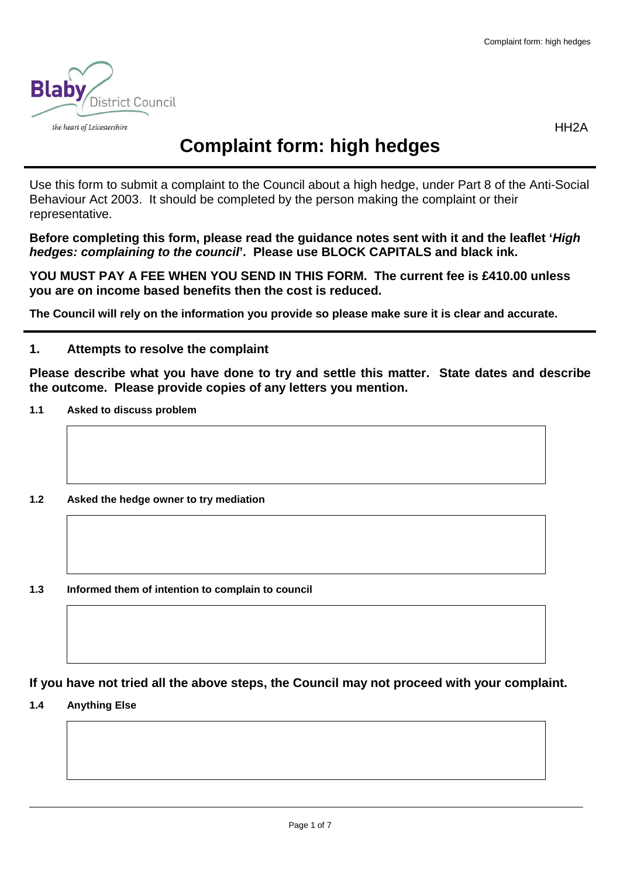Blaby District Council

the heart of Leicestershire

HH2A

# Complaint form: high hedges

Use this form to submit a complaint to the Council about a high hedge, under Part 8 of the Anti-Social Behaviour Act 2003. It should be completed by the person making the complaint or their representative.

**Before completing this form, please read the guidance notes sent with it and the leaflet '*High hedges: complaining to the council*'. Please use BLOCK CAPITALS and black ink.**

**YOU MUST PAY A FEE WHEN YOU SEND IN THIS FORM. The current fee is £410.00 unless you are on income based benefits then the cost is reduced.**

**The Council will rely on the information you provide so please make sure it is clear and accurate.**

## 1. Attempts to resolve the complaint

**Please describe what you have done to try and settle this matter. State dates and describe the outcome. Please provide copies of any letters you mention.**

**1.1 Asked to discuss problem**

**1.2 Asked the hedge owner to try mediation**

**1.3 Informed them of intention to complain to council**

**If you have not tried all the above steps, the Council may not proceed with your complaint.**

**1.4 Anything Else**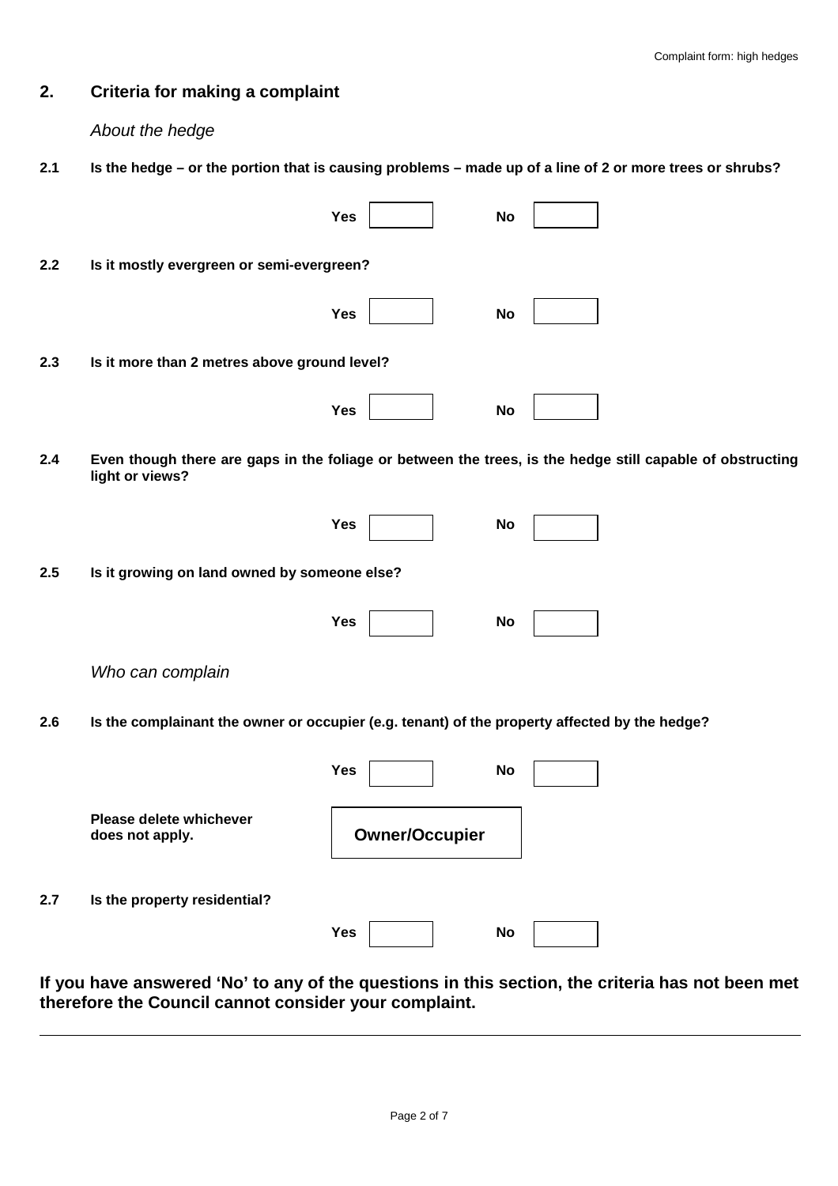## 2. Criteria for making a complaint

*About the hedge*

**2.1 Is the hedge – or the portion that is causing problems – made up of a line of 2 or more trees or shrubs?**

**Yes** ☐ **No** ☐

**2.2 Is it mostly evergreen or semi-evergreen?**

**Yes** ☐ **No** ☐

**2.3 Is it more than 2 metres above ground level?**

**Yes** ☐ **No** ☐

**2.4 Even though there are gaps in the foliage or between the trees, is the hedge still capable of obstructing light or views?**

**Yes** ☐ **No** ☐

**2.5 Is it growing on land owned by someone else?**

**Yes** ☐ **No** ☐

*Who can complain*

**2.6 Is the complainant the owner or occupier (e.g. tenant) of the property affected by the hedge?**

**Yes** ☐ **No** ☐

**Please delete whichever does not apply.** **Owner/Occupier**

**2.7 Is the property residential?**

**Yes** ☐ **No** ☐

**If you have answered 'No' to any of the questions in this section, the criteria has not been met therefore the Council cannot consider your complaint.**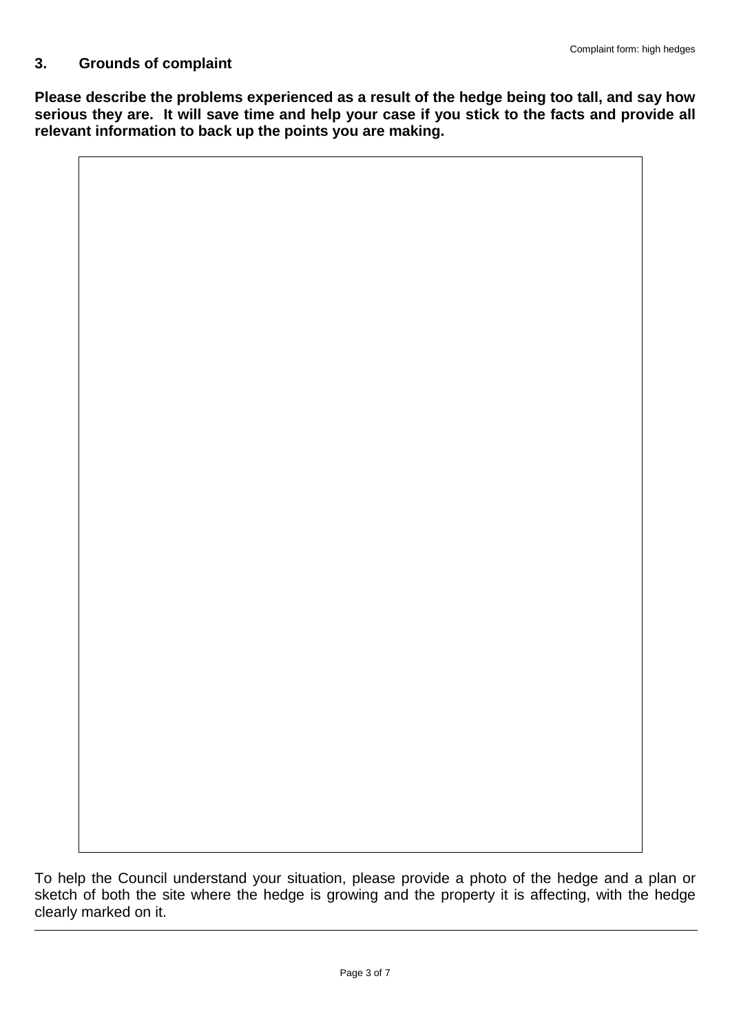## 3. Grounds of complaint

**Please describe the problems experienced as a result of the hedge being too tall, and say how serious they are. It will save time and help your case if you stick to the facts and provide all relevant information to back up the points you are making.**

To help the Council understand your situation, please provide a photo of the hedge and a plan or sketch of both the site where the hedge is growing and the property it is affecting, with the hedge clearly marked on it.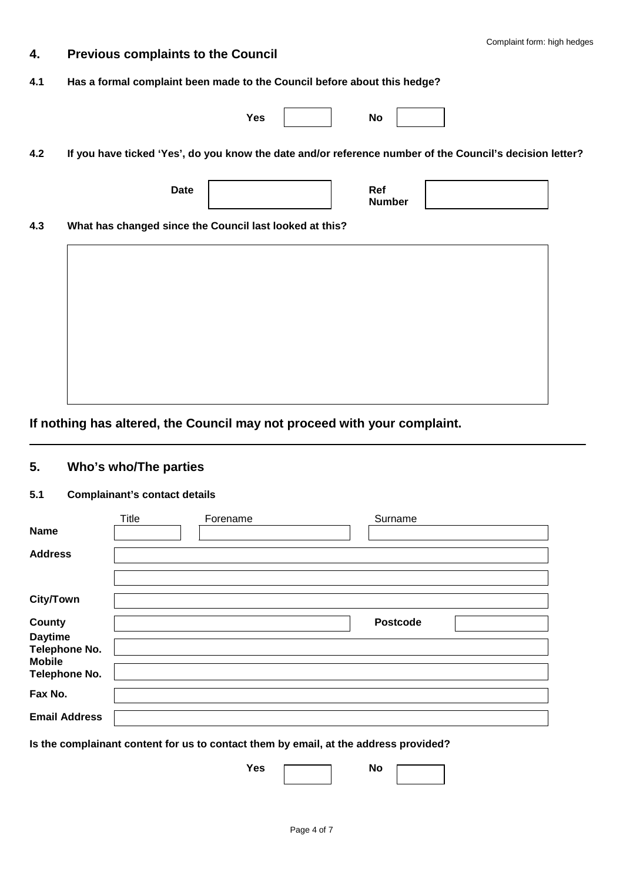## 4. Previous complaints to the Council

**4.1 Has a formal complaint been made to the Council before about this hedge?**

**Yes** [ ] **No** [ ]

**4.2 If you have ticked 'Yes', do you know the date and/or reference number of the Council's decision letter?**

| **Date** | | **Ref Number** | |
|---|---|---|---|

**4.3 What has changed since the Council last looked at this?**

| |
|---|
| |

### If nothing has altered, the Council may not proceed with your complaint.

---

## 5. Who's who/The parties

**5.1 Complainant's contact details**

| | Title | Forename | Surname |
|---|---|---|---|
| **Name** | | | |
| **Address** | | | |
| | | | |
| **City/Town** | | | |
| **County** | | **Postcode** | |
| **Daytime Telephone No.** | | | |
| **Mobile Telephone No.** | | | |
| **Fax No.** | | | |
| **Email Address** | | | |

**Is the complainant content for us to contact them by email, at the address provided?**

**Yes** [ ] **No** [ ]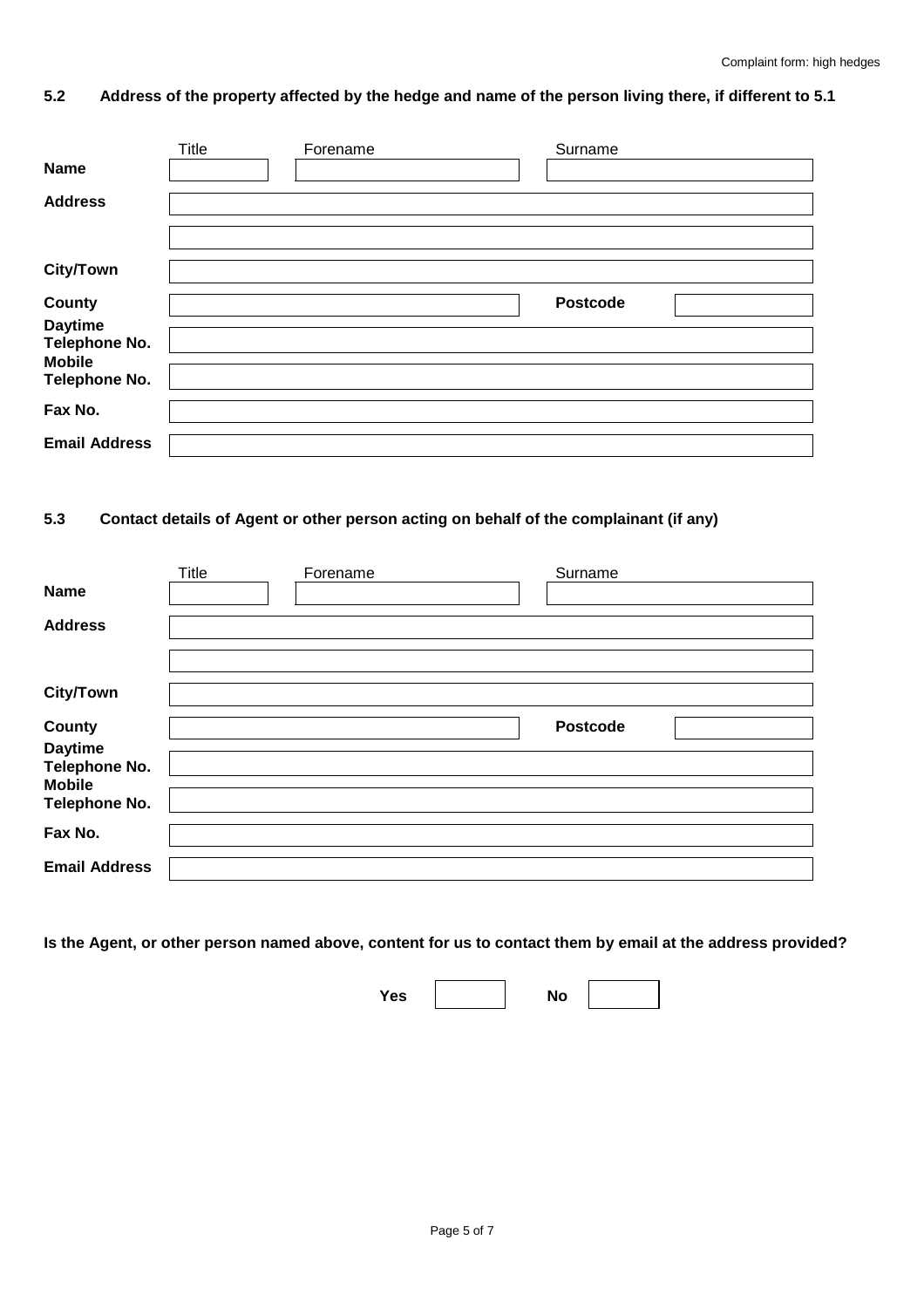### 5.2 Address of the property affected by the hedge and name of the person living there, if different to 5.1

| | Title | Forename | Surname |
|---|---|---|---|
| **Name** | | | |

| | |
|---|---|
| **Address** | |
| | |
| **City/Town** | |
| **County** | **Postcode** |
| **Daytime Telephone No.** | |
| **Mobile Telephone No.** | |
| **Fax No.** | |
| **Email Address** | |

### 5.3 Contact details of Agent or other person acting on behalf of the complainant (if any)

| | Title | Forename | Surname |
|---|---|---|---|
| **Name** | | | |

| | |
|---|---|
| **Address** | |
| | |
| **City/Town** | |
| **County** | **Postcode** |
| **Daytime Telephone No.** | |
| **Mobile Telephone No.** | |
| **Fax No.** | |
| **Email Address** | |

**Is the Agent, or other person named above, content for us to contact them by email at the address provided?**

**Yes** ☐ **No** ☐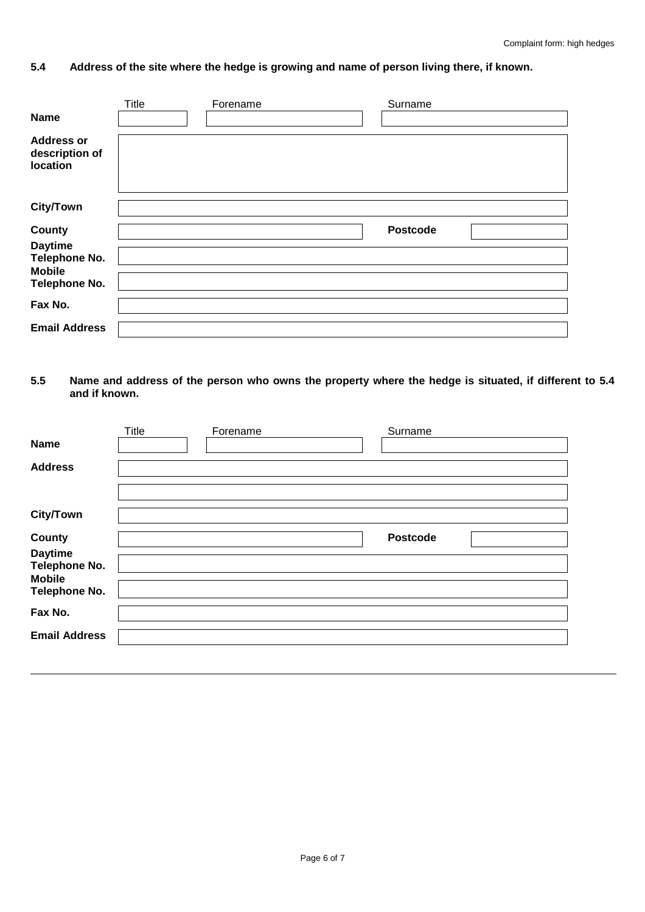### 5.4 Address of the site where the hedge is growing and name of person living there, if known.

| | Title | Forename | Surname |
|---|---|---|---|
| **Name** | | | |
| **Address or description of location** | | | |
| **City/Town** | | | |
| **County** | | **Postcode** | |
| **Daytime Telephone No.** | | | |
| **Mobile Telephone No.** | | | |
| **Fax No.** | | | |
| **Email Address** | | | |

### 5.5 Name and address of the person who owns the property where the hedge is situated, if different to 5.4 and if known.

| | Title | Forename | Surname |
|---|---|---|---|
| **Name** | | | |
| **Address** | | | |
| | | | |
| **City/Town** | | | |
| **County** | | **Postcode** | |
| **Daytime Telephone No.** | | | |
| **Mobile Telephone No.** | | | |
| **Fax No.** | | | |
| **Email Address** | | | |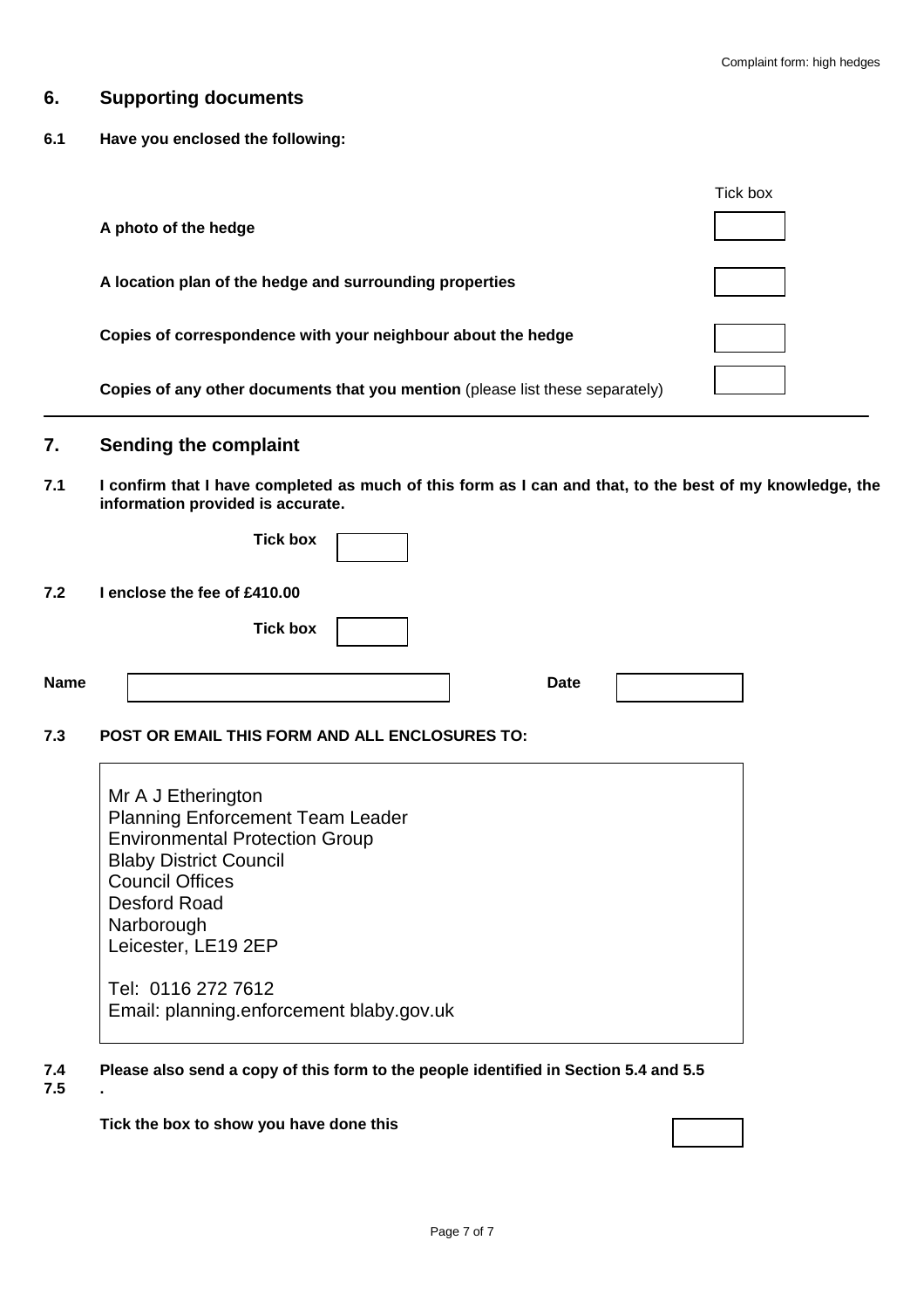## 6. Supporting documents

**6.1 Have you enclosed the following:**

| | Tick box |
|---|---|
| **A photo of the hedge** | |
| **A location plan of the hedge and surrounding properties** | |
| **Copies of correspondence with your neighbour about the hedge** | |
| **Copies of any other documents that you mention** (please list these separately) | |

---

## 7. Sending the complaint

**7.1 I confirm that I have completed as much of this form as I can and that, to the best of my knowledge, the information provided is accurate.**

**Tick box** ☐

**7.2 I enclose the fee of £410.00**

**Tick box** ☐

**Name** ________________ **Date** ________

**7.3 POST OR EMAIL THIS FORM AND ALL ENCLOSURES TO:**

Mr A J Etherington
Planning Enforcement Team Leader
Environmental Protection Group
Blaby District Council
Council Offices
Desford Road
Narborough
Leicester, LE19 2EP

Tel: 0116 272 7612
Email: planning.enforcement blaby.gov.uk

**7.4 Please also send a copy of this form to the people identified in Section 5.4 and 5.5**
**7.5 .**

**Tick the box to show you have done this** ☐